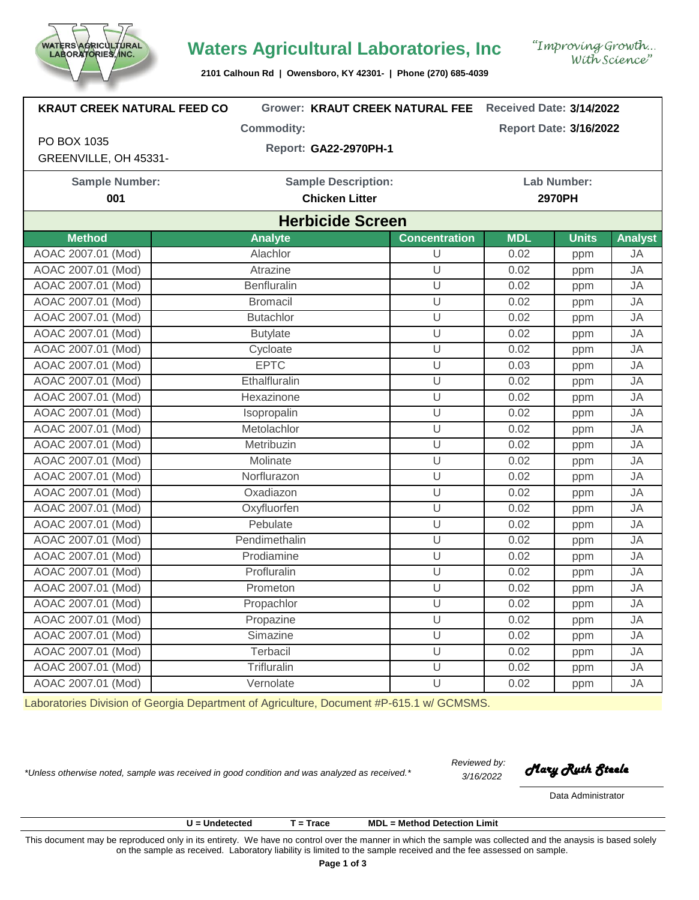# Waters Agricultural Laboratories, Inc

*"Improving Growth... With Science"*

**2101 Calhoun Rd | Owensboro, KY 42301- | Phone (270) 685-4039**

**KRAUT CREEK NATURAL FEED CO**
PO BOX 1035
GREENVILLE, OH 45331-

**Grower: KRAUT CREEK NATURAL FEE**
**Commodity:**
**Report: GA22-2970PH-1**

**Received Date: 3/14/2022**
**Report Date: 3/16/2022**

| Sample Number: | Sample Description: | Lab Number: |
|---|---|---|
| **001** | **Chicken Litter** | **2970PH** |

## Herbicide Screen

| Method | Analyte | Concentration | MDL | Units | Analyst |
|---|---|---|---|---|---|
| AOAC 2007.01 (Mod) | Alachlor | U | 0.02 | ppm | JA |
| AOAC 2007.01 (Mod) | Atrazine | U | 0.02 | ppm | JA |
| AOAC 2007.01 (Mod) | Benfluralin | U | 0.02 | ppm | JA |
| AOAC 2007.01 (Mod) | Bromacil | U | 0.02 | ppm | JA |
| AOAC 2007.01 (Mod) | Butachlor | U | 0.02 | ppm | JA |
| AOAC 2007.01 (Mod) | Butylate | U | 0.02 | ppm | JA |
| AOAC 2007.01 (Mod) | Cycloate | U | 0.02 | ppm | JA |
| AOAC 2007.01 (Mod) | EPTC | U | 0.03 | ppm | JA |
| AOAC 2007.01 (Mod) | Ethalfluralin | U | 0.02 | ppm | JA |
| AOAC 2007.01 (Mod) | Hexazinone | U | 0.02 | ppm | JA |
| AOAC 2007.01 (Mod) | Isopropalin | U | 0.02 | ppm | JA |
| AOAC 2007.01 (Mod) | Metolachlor | U | 0.02 | ppm | JA |
| AOAC 2007.01 (Mod) | Metribuzin | U | 0.02 | ppm | JA |
| AOAC 2007.01 (Mod) | Molinate | U | 0.02 | ppm | JA |
| AOAC 2007.01 (Mod) | Norflurazon | U | 0.02 | ppm | JA |
| AOAC 2007.01 (Mod) | Oxadiazon | U | 0.02 | ppm | JA |
| AOAC 2007.01 (Mod) | Oxyfluorfen | U | 0.02 | ppm | JA |
| AOAC 2007.01 (Mod) | Pebulate | U | 0.02 | ppm | JA |
| AOAC 2007.01 (Mod) | Pendimethalin | U | 0.02 | ppm | JA |
| AOAC 2007.01 (Mod) | Prodiamine | U | 0.02 | ppm | JA |
| AOAC 2007.01 (Mod) | Profluralin | U | 0.02 | ppm | JA |
| AOAC 2007.01 (Mod) | Prometon | U | 0.02 | ppm | JA |
| AOAC 2007.01 (Mod) | Propachlor | U | 0.02 | ppm | JA |
| AOAC 2007.01 (Mod) | Propazine | U | 0.02 | ppm | JA |
| AOAC 2007.01 (Mod) | Simazine | U | 0.02 | ppm | JA |
| AOAC 2007.01 (Mod) | Terbacil | U | 0.02 | ppm | JA |
| AOAC 2007.01 (Mod) | Trifluralin | U | 0.02 | ppm | JA |
| AOAC 2007.01 (Mod) | Vernolate | U | 0.02 | ppm | JA |

Laboratories Division of Georgia Department of Agriculture, Document #P-615.1 w/ GCMSMS.

*\*Unless otherwise noted, sample was received in good condition and was analyzed as received.\**

*Reviewed by: 3/16/2022* Mary Ruth Steele
Data Administrator

**U = Undetected** **T = Trace** **MDL = Method Detection Limit**

This document may be reproduced only in its entirety. We have no control over the manner in which the sample was collected and the anaysis is based solely on the sample as received. Laboratory liability is limited to the sample received and the fee assessed on sample.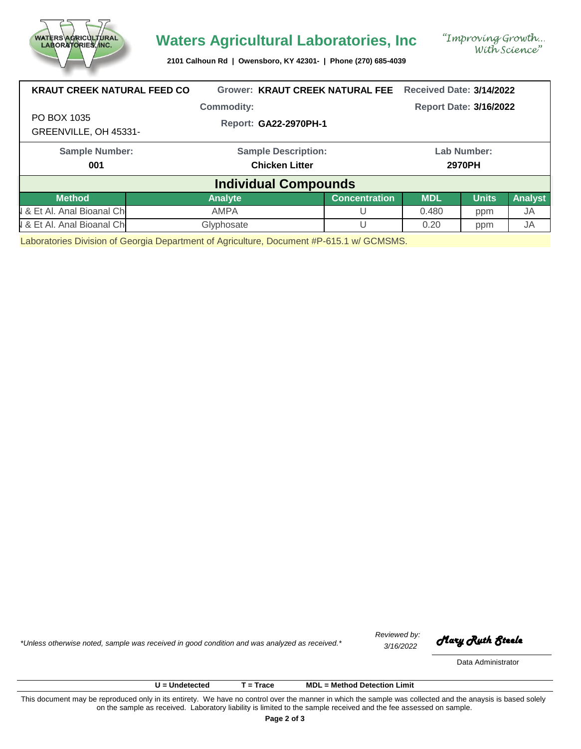# Waters Agricultural Laboratories, Inc

*"Improving Growth... With Science"*

**2101 Calhoun Rd | Owensboro, KY 42301- | Phone (270) 685-4039**

**KRAUT CREEK NATURAL FEED CO**

PO BOX 1035
GREENVILLE, OH 45331-

**Grower: KRAUT CREEK NATURAL FEE**
**Commodity:**
**Report: GA22-2970PH-1**

**Received Date: 3/14/2022**
**Report Date: 3/16/2022**

| Sample Number: | Sample Description: | Lab Number: |
|---|---|---|
| **001** | **Chicken Litter** | **2970PH** |

## Individual Compounds

| Method | Analyte | Concentration | MDL | Units | Analyst |
|---|---|---|---|---|---|
| I & Et Al. Anal Bioanal Ch | AMPA | U | 0.480 | ppm | JA |
| I & Et Al. Anal Bioanal Ch | Glyphosate | U | 0.20 | ppm | JA |

Laboratories Division of Georgia Department of Agriculture, Document #P-615.1 w/ GCMSMS.

*\*Unless otherwise noted, sample was received in good condition and was analyzed as received.\**

*Reviewed by: 3/16/2022*

*Mary Ruth Steele*

Data Administrator

**U = Undetected** **T = Trace** **MDL = Method Detection Limit**

This document may be reproduced only in its entirety. We have no control over the manner in which the sample was collected and the anaysis is based solely on the sample as received. Laboratory liability is limited to the sample received and the fee assessed on sample.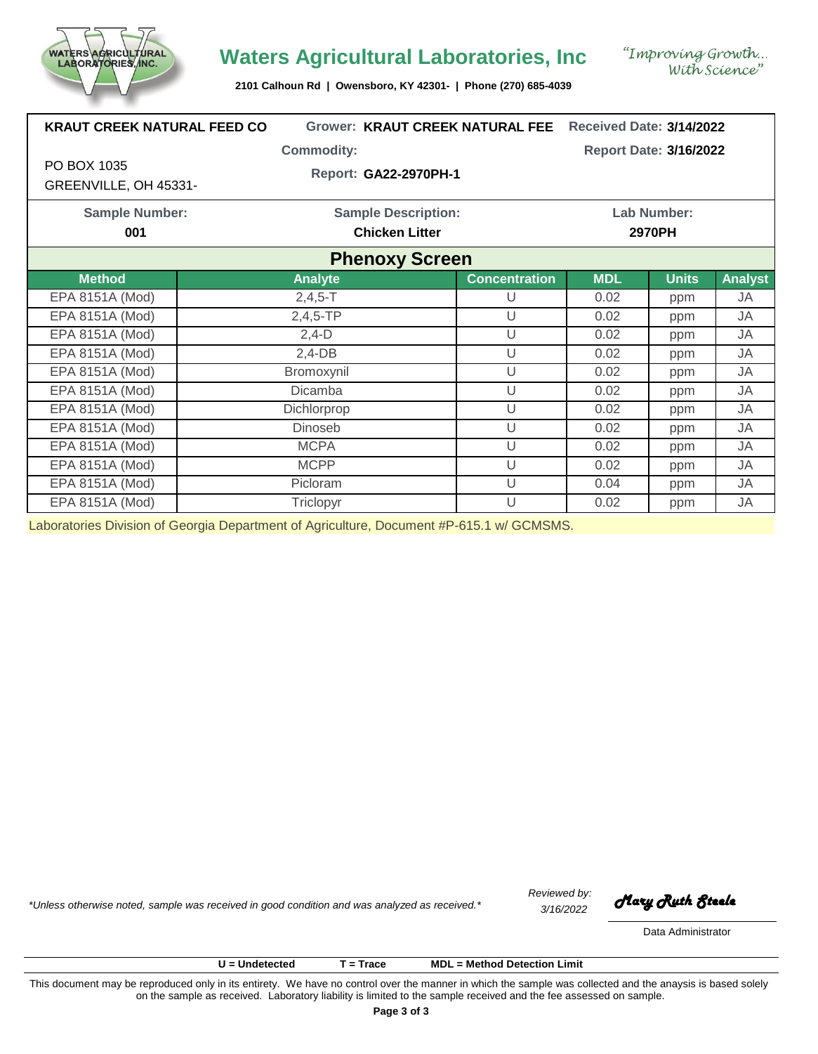# Waters Agricultural Laboratories, Inc

*"Improving Growth... With Science"*

**2101 Calhoun Rd | Owensboro, KY 42301- | Phone (270) 685-4039**

**KRAUT CREEK NATURAL FEED CO**

PO BOX 1035
GREENVILLE, OH 45331-

**Grower: KRAUT CREEK NATURAL FEE**

**Commodity:**

**Report: GA22-2970PH-1**

**Received Date: 3/14/2022**

**Report Date: 3/16/2022**

| Sample Number: | Sample Description: | Lab Number: |
|---|---|---|
| **001** | **Chicken Litter** | **2970PH** |

## Phenoxy Screen

| Method | Analyte | Concentration | MDL | Units | Analyst |
|---|---|---|---|---|---|
| EPA 8151A (Mod) | 2,4,5-T | U | 0.02 | ppm | JA |
| EPA 8151A (Mod) | 2,4,5-TP | U | 0.02 | ppm | JA |
| EPA 8151A (Mod) | 2,4-D | U | 0.02 | ppm | JA |
| EPA 8151A (Mod) | 2,4-DB | U | 0.02 | ppm | JA |
| EPA 8151A (Mod) | Bromoxynil | U | 0.02 | ppm | JA |
| EPA 8151A (Mod) | Dicamba | U | 0.02 | ppm | JA |
| EPA 8151A (Mod) | Dichlorprop | U | 0.02 | ppm | JA |
| EPA 8151A (Mod) | Dinoseb | U | 0.02 | ppm | JA |
| EPA 8151A (Mod) | MCPA | U | 0.02 | ppm | JA |
| EPA 8151A (Mod) | MCPP | U | 0.02 | ppm | JA |
| EPA 8151A (Mod) | Picloram | U | 0.04 | ppm | JA |
| EPA 8151A (Mod) | Triclopyr | U | 0.02 | ppm | JA |

Laboratories Division of Georgia Department of Agriculture, Document #P-615.1 w/ GCMSMS.

*\*Unless otherwise noted, sample was received in good condition and was analyzed as received.\**

*Reviewed by:*
*3/16/2022*

*Mary Ruth Steele*

Data Administrator

**U = Undetected** **T = Trace** **MDL = Method Detection Limit**

This document may be reproduced only in its entirety. We have no control over the manner in which the sample was collected and the anaysis is based solely on the sample as received. Laboratory liability is limited to the sample received and the fee assessed on sample.